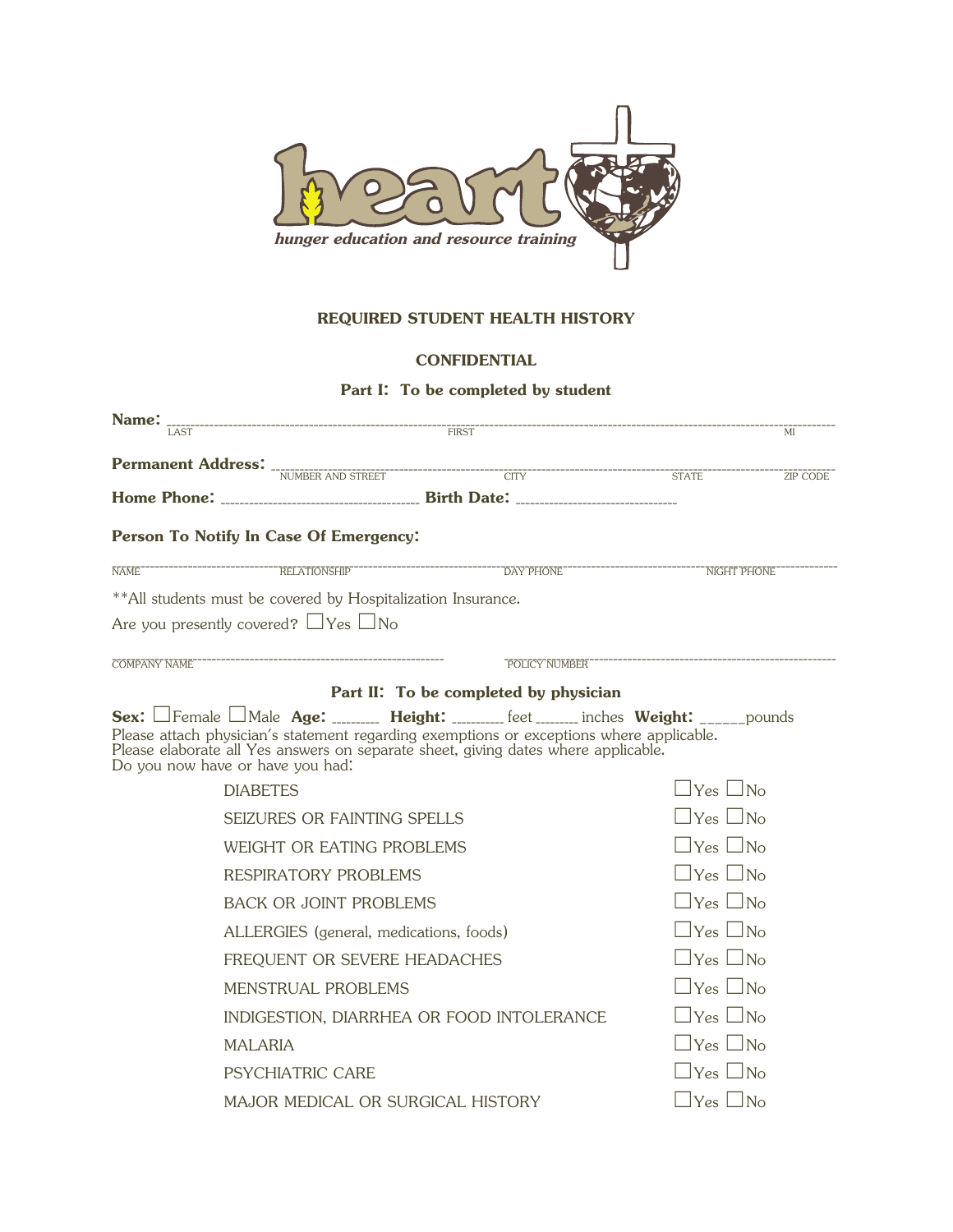**heart**

*hunger education and resource training*

## REQUIRED STUDENT HEALTH HISTORY

**CONFIDENTIAL**

**Part I: To be completed by student**

**Name:** ______________________________________________
LAST FIRST MI

**Permanent Address:** ______________________________________________
NUMBER AND STREET CITY STATE ZIP CODE

**Home Phone:** ____________________ **Birth Date:** ____________________

**Person To Notify In Case Of Emergency:**

______________________________________________
NAME RELATIONSHIP DAY PHONE NIGHT PHONE

**All students must be covered by Hospitalization Insurance.

Are you presently covered? ☐Yes ☐No

______________________________________________
COMPANY NAME POLICY NUMBER

**Part II: To be completed by physician**

**Sex:** ☐Female ☐Male **Age:** _______ **Height:** _______ feet _______ inches **Weight:** ______pounds

Please attach physician's statement regarding exemptions or exceptions where applicable.
Please elaborate all Yes answers on separate sheet, giving dates where applicable.
Do you now have or have you had:

| | |
|---|---|
| DIABETES | ☐Yes ☐No |
| SEIZURES OR FAINTING SPELLS | ☐Yes ☐No |
| WEIGHT OR EATING PROBLEMS | ☐Yes ☐No |
| RESPIRATORY PROBLEMS | ☐Yes ☐No |
| BACK OR JOINT PROBLEMS | ☐Yes ☐No |
| ALLERGIES (general, medications, foods) | ☐Yes ☐No |
| FREQUENT OR SEVERE HEADACHES | ☐Yes ☐No |
| MENSTRUAL PROBLEMS | ☐Yes ☐No |
| INDIGESTION, DIARRHEA OR FOOD INTOLERANCE | ☐Yes ☐No |
| MALARIA | ☐Yes ☐No |
| PSYCHIATRIC CARE | ☐Yes ☐No |
| MAJOR MEDICAL OR SURGICAL HISTORY | ☐Yes ☐No |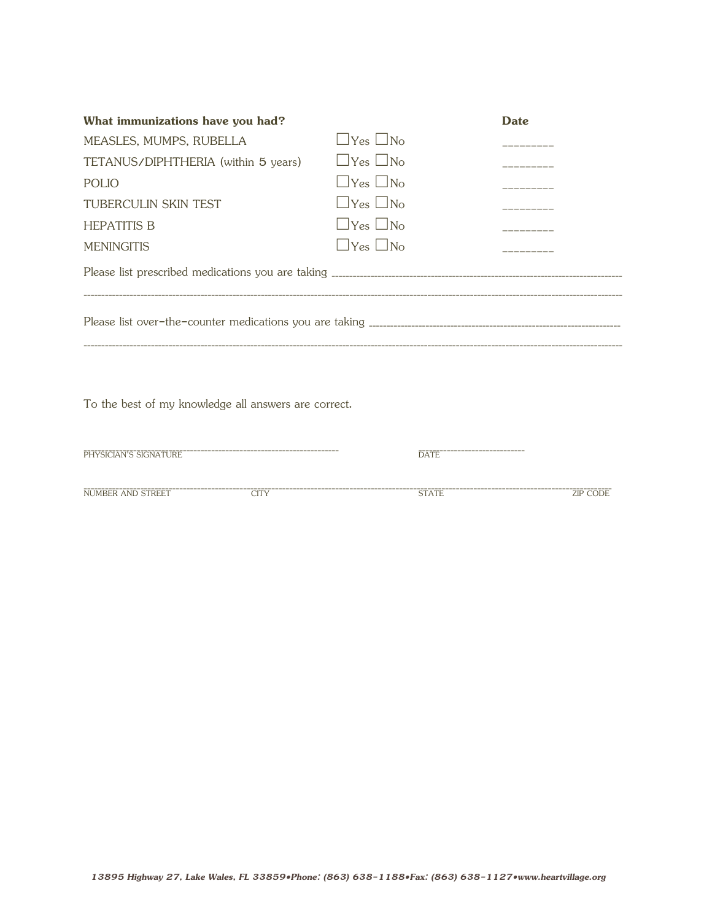| **What immunizations have you had?** | | **Date** |
| --- | --- | --- |
| MEASLES, MUMPS, RUBELLA | ☐Yes ☐No | _________ |
| TETANUS/DIPHTHERIA (within 5 years) | ☐Yes ☐No | _________ |
| POLIO | ☐Yes ☐No | _________ |
| TUBERCULIN SKIN TEST | ☐Yes ☐No | _________ |
| HEPATITIS B | ☐Yes ☐No | _________ |
| MENINGITIS | ☐Yes ☐No | _________ |

Please list prescribed medications you are taking ______________________________________________

______________________________________________________________________________

Please list over-the-counter medications you are taking __________________________________________

______________________________________________________________________________

To the best of my knowledge all answers are correct.

______________________________________ ____________________
PHYSICIAN'S SIGNATURE DATE

______________________________________________________________________________
NUMBER AND STREET CITY STATE ZIP CODE

*13895 Highway 27, Lake Wales, FL 33859•Phone: (863) 638-1188•Fax: (863) 638-1127•www.heartvillage.org*